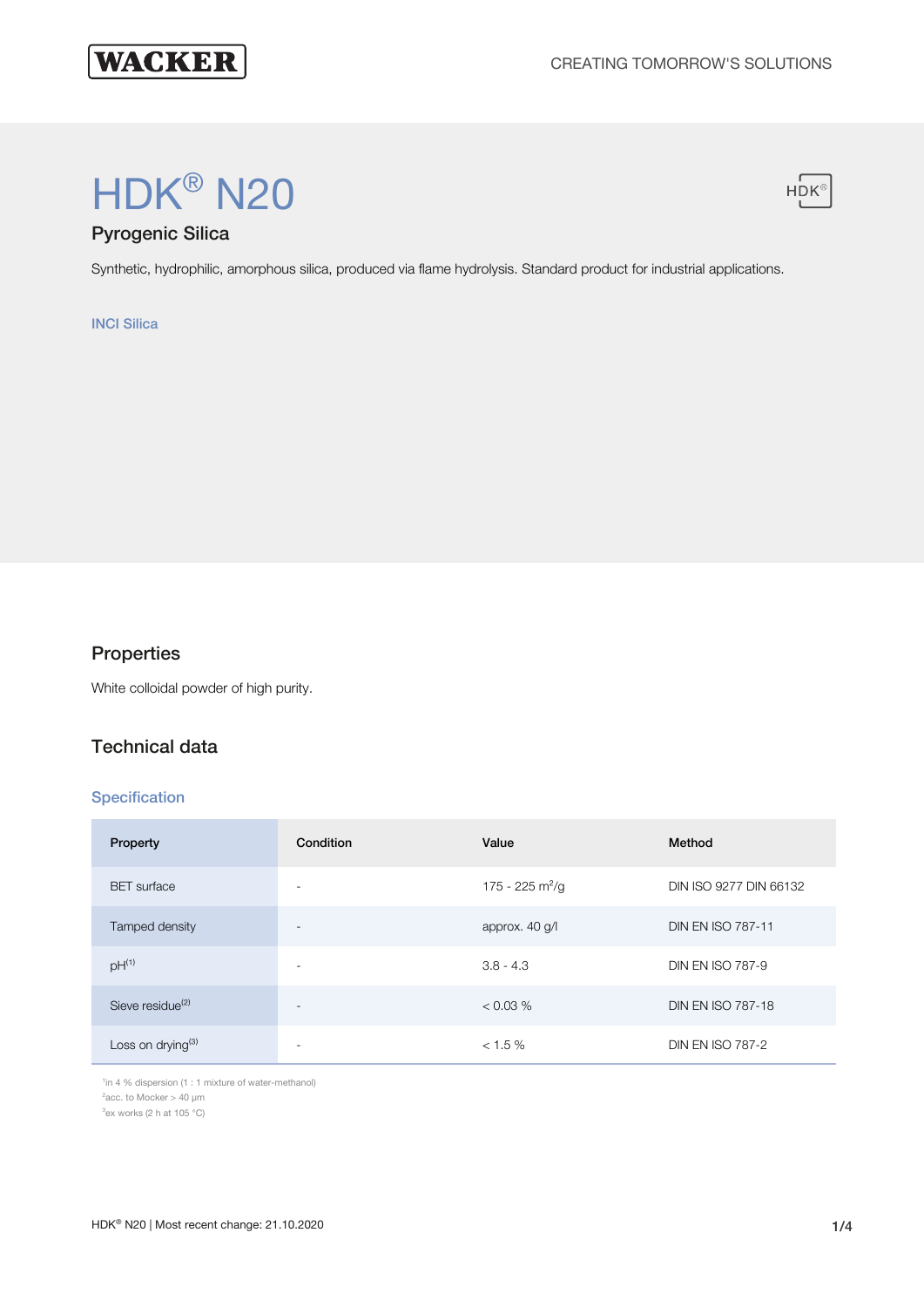# HDK® N20

## Pyrogenic Silica

Synthetic, hydrophilic, amorphous silica, produced via flame hydrolysis. Standard product for industrial applications.

INCI Silica

## Properties

White colloidal powder of high purity.

## Technical data

### Specification

| Property | Condition | Value | Method |
|---|---|---|---|
| BET surface | - | 175 - 225 $m^2/g$ | DIN ISO 9277 DIN 66132 |
| Tamped density | - | approx. 40 g/l | DIN EN ISO 787-11 |
| pH[1] | - | 3.8 - 4.3 | DIN EN ISO 787-9 |
| Sieve residue[2] | - | < 0.03 % | DIN EN ISO 787-18 |
| Loss on drying[3] | - | < 1.5 % | DIN EN ISO 787-2 |

[1]in 4 % dispersion (1 : 1 mixture of water-methanol)
[2]acc. to Mocker > 40 µm
[3]ex works (2 h at 105 °C)

HDK® N20 | Most recent change: 21.10.2020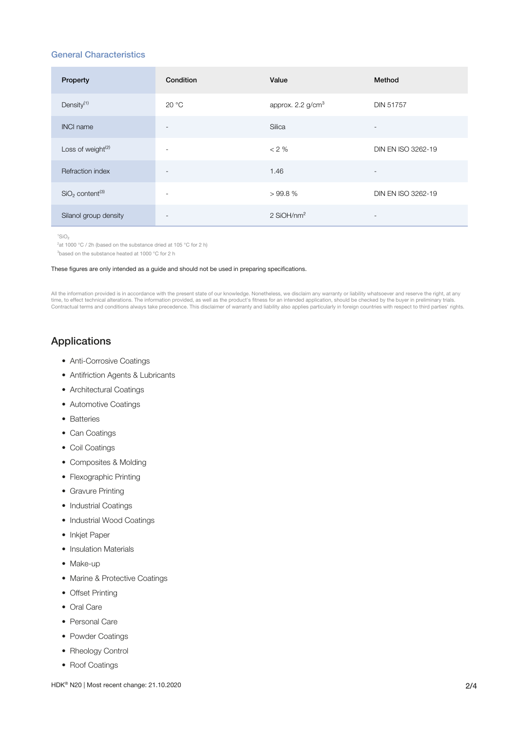## General Characteristics

| Property | Condition | Value | Method |
|---|---|---|---|
| Density[1] | 20 °C | approx. 2.2 g/$cm^3$ | DIN 51757 |
| INCI name | - | Silica | - |
| Loss of weight[2] | - | < 2 % | DIN EN ISO 3262-19 |
| Refraction index | - | 1.46 | - |
| $SiO_2$ content[3] | - | > 99.8 % | DIN EN ISO 3262-19 |
| Silanol group density | - | 2 SiOH/$nm^2$ | - |

[1] $SiO_2$
[2] at 1000 °C / 2h (based on the substance dried at 105 °C for 2 h)
[3] based on the substance heated at 1000 °C for 2 h

These figures are only intended as a guide and should not be used in preparing specifications.

All the information provided is in accordance with the present state of our knowledge. Nonetheless, we disclaim any warranty or liability whatsoever and reserve the right, at any time, to effect technical alterations. The information provided, as well as the product's fitness for an intended application, should be checked by the buyer in preliminary trials. Contractual terms and conditions always take precedence. This disclaimer of warranty and liability also applies particularly in foreign countries with respect to third parties' rights.

## Applications

- Anti-Corrosive Coatings
- Antifriction Agents & Lubricants
- Architectural Coatings
- Automotive Coatings
- Batteries
- Can Coatings
- Coil Coatings
- Composites & Molding
- Flexographic Printing
- Gravure Printing
- Industrial Coatings
- Industrial Wood Coatings
- Inkjet Paper
- Insulation Materials
- Make-up
- Marine & Protective Coatings
- Offset Printing
- Oral Care
- Personal Care
- Powder Coatings
- Rheology Control
- Roof Coatings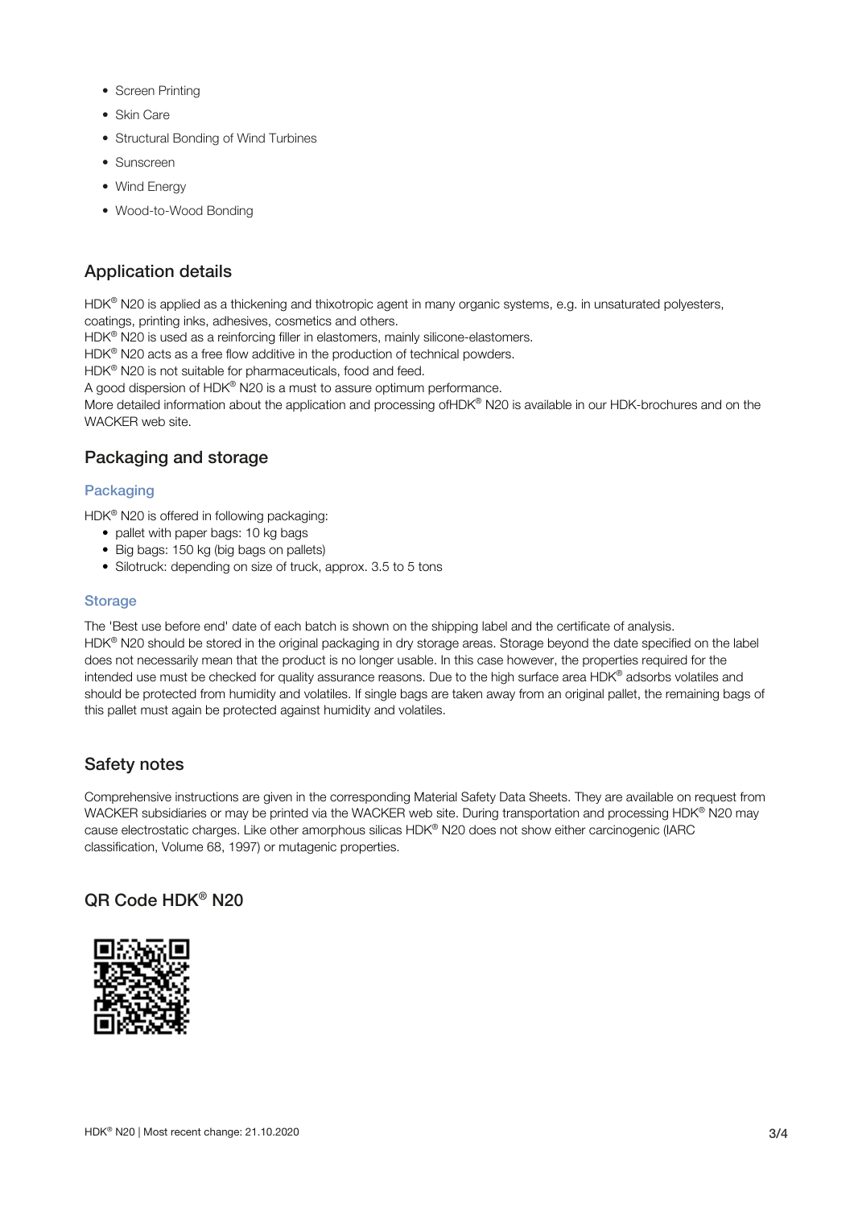- Screen Printing
- Skin Care
- Structural Bonding of Wind Turbines
- Sunscreen
- Wind Energy
- Wood-to-Wood Bonding

## Application details

HDK® N20 is applied as a thickening and thixotropic agent in many organic systems, e.g. in unsaturated polyesters, coatings, printing inks, adhesives, cosmetics and others.
HDK® N20 is used as a reinforcing filler in elastomers, mainly silicone-elastomers.
HDK® N20 acts as a free flow additive in the production of technical powders.
HDK® N20 is not suitable for pharmaceuticals, food and feed.
A good dispersion of HDK® N20 is a must to assure optimum performance.
More detailed information about the application and processing ofHDK® N20 is available in our HDK-brochures and on the WACKER web site.

## Packaging and storage

### Packaging

HDK® N20 is offered in following packaging:

- pallet with paper bags: 10 kg bags
- Big bags: 150 kg (big bags on pallets)
- Silotruck: depending on size of truck, approx. 3.5 to 5 tons

### Storage

The 'Best use before end' date of each batch is shown on the shipping label and the certificate of analysis.
HDK® N20 should be stored in the original packaging in dry storage areas. Storage beyond the date specified on the label does not necessarily mean that the product is no longer usable. In this case however, the properties required for the intended use must be checked for quality assurance reasons. Due to the high surface area HDK® adsorbs volatiles and should be protected from humidity and volatiles. If single bags are taken away from an original pallet, the remaining bags of this pallet must again be protected against humidity and volatiles.

## Safety notes

Comprehensive instructions are given in the corresponding Material Safety Data Sheets. They are available on request from WACKER subsidiaries or may be printed via the WACKER web site. During transportation and processing HDK® N20 may cause electrostatic charges. Like other amorphous silicas HDK® N20 does not show either carcinogenic (IARC classification, Volume 68, 1997) or mutagenic properties.

## QR Code HDK® N20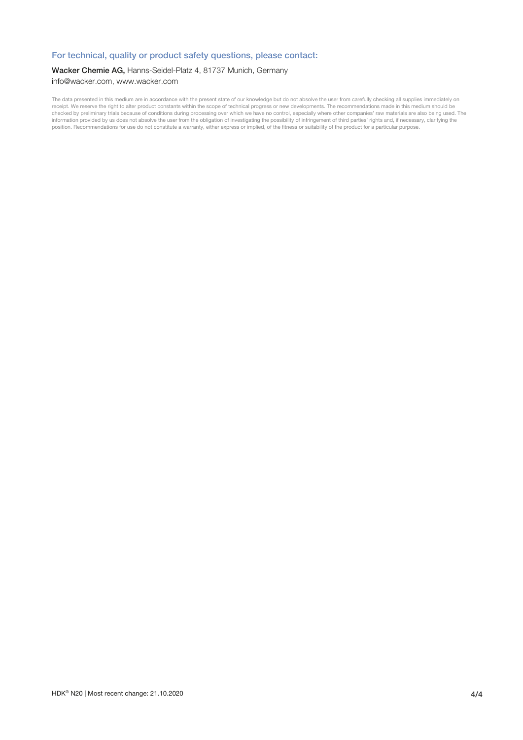### For technical, quality or product safety questions, please contact:

**Wacker Chemie AG,** Hanns-Seidel-Platz 4, 81737 Munich, Germany
info@wacker.com, www.wacker.com

The data presented in this medium are in accordance with the present state of our knowledge but do not absolve the user from carefully checking all supplies immediately on receipt. We reserve the right to alter product constants within the scope of technical progress or new developments. The recommendations made in this medium should be checked by preliminary trials because of conditions during processing over which we have no control, especially where other companies' raw materials are also being used. The information provided by us does not absolve the user from the obligation of investigating the possibility of infringement of third parties' rights and, if necessary, clarifying the position. Recommendations for use do not constitute a warranty, either express or implied, of the fitness or suitability of the product for a particular purpose.